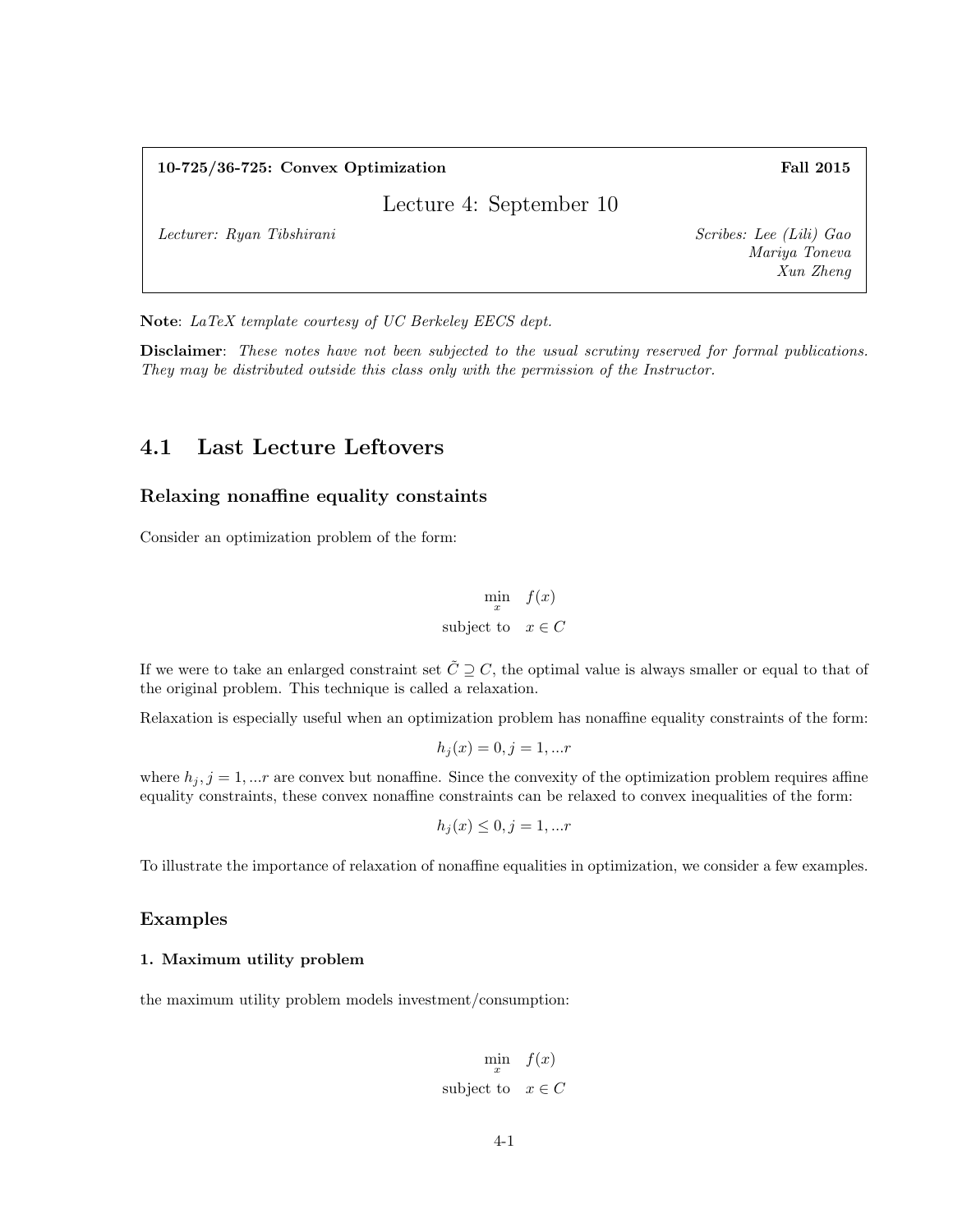**10-725/36-725: Convex Optimization** **Fall 2015**

# Lecture 4: September 10

*Lecturer: Ryan Tibshirani* *Scribes: Lee (Lili) Gao, Mariya Toneva, Xun Zheng*

**Note**: *LaTeX template courtesy of UC Berkeley EECS dept.*

**Disclaimer**: *These notes have not been subjected to the usual scrutiny reserved for formal publications. They may be distributed outside this class only with the permission of the Instructor.*

## 4.1 Last Lecture Leftovers

### Relaxing nonaffine equality constaints

Consider an optimization problem of the form:

$$\min_{x} \quad f(x)$$
$$\text{subject to} \quad x \in C$$

If we were to take an enlarged constraint set $\tilde{C} \supseteq C$, the optimal value is always smaller or equal to that of the original problem. This technique is called a relaxation.

Relaxation is especially useful when an optimization problem has nonaffine equality constraints of the form:

$$h_j(x) = 0, j = 1, ...r$$

where $h_j, j = 1, ...r$ are convex but nonaffine. Since the convexity of the optimization problem requires affine equality constraints, these convex nonaffine constraints can be relaxed to convex inequalities of the form:

$$h_j(x) \leq 0, j = 1, ...r$$

To illustrate the importance of relaxation of nonaffine equalities in optimization, we consider a few examples.

### Examples

#### 1. Maximum utility problem

the maximum utility problem models investment/consumption:

$$\min_{x} \quad f(x)$$
$$\text{subject to} \quad x \in C$$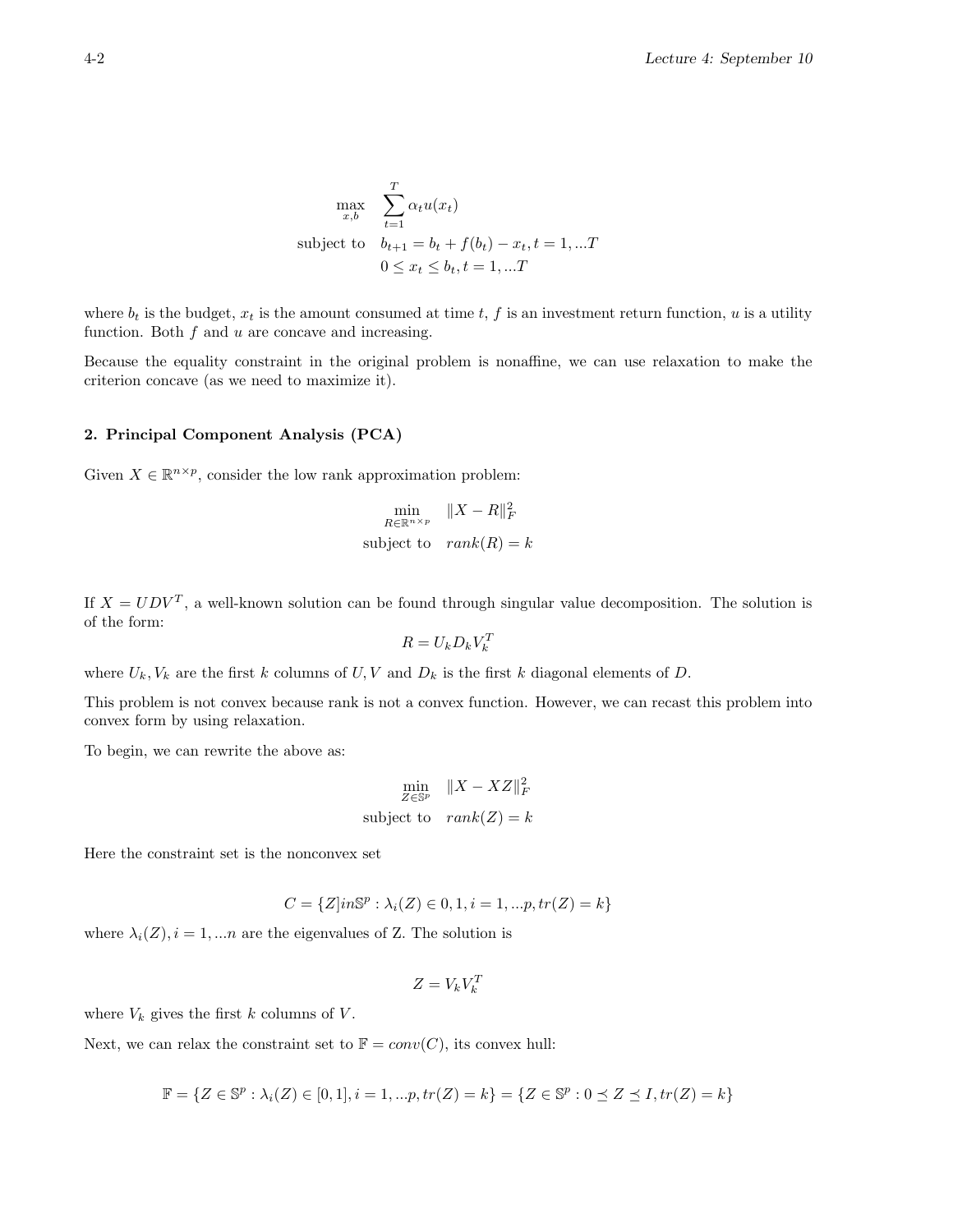$$
\begin{aligned}
\max_{x,b} \quad & \sum_{t=1}^{T} \alpha_t u(x_t) \\
\text{subject to} \quad & b_{t+1} = b_t + f(b_t) - x_t, t = 1, ...T \\
& 0 \le x_t \le b_t, t = 1, ...T
\end{aligned}
$$

where $b_t$ is the budget, $x_t$ is the amount consumed at time $t$, $f$ is an investment return function, $u$ is a utility function. Both $f$ and $u$ are concave and increasing.

Because the equality constraint in the original problem is nonaffine, we can use relaxation to make the criterion concave (as we need to maximize it).

**2. Principal Component Analysis (PCA)**

Given $X \in \mathbb{R}^{n \times p}$, consider the low rank approximation problem:

$$
\begin{aligned}
\min_{R \in \mathbb{R}^{n \times p}} \quad & \|X - R\|_F^2 \\
\text{subject to} \quad & rank(R) = k
\end{aligned}
$$

If $X = UDV^T$, a well-known solution can be found through singular value decomposition. The solution is of the form:

$$
R = U_k D_k V_k^T
$$

where $U_k, V_k$ are the first $k$ columns of $U, V$ and $D_k$ is the first $k$ diagonal elements of $D$.

This problem is not convex because rank is not a convex function. However, we can recast this problem into convex form by using relaxation.

To begin, we can rewrite the above as:

$$
\begin{aligned}
\min_{Z \in \mathbb{S}^p} \quad & \|X - XZ\|_F^2 \\
\text{subject to} \quad & rank(Z) = k
\end{aligned}
$$

Here the constraint set is the nonconvex set

$$
C = \{Z]in\mathbb{S}^p : \lambda_i(Z) \in 0, 1, i = 1, ...p, tr(Z) = k\}
$$

where $\lambda_i(Z), i = 1, ...n$ are the eigenvalues of Z. The solution is

$$
Z = V_k V_k^T
$$

where $V_k$ gives the first $k$ columns of $V$.

Next, we can relax the constraint set to $\mathbb{F} = conv(C)$, its convex hull:

$$
\mathbb{F} = \{Z \in \mathbb{S}^p : \lambda_i(Z) \in [0, 1], i = 1, ...p, tr(Z) = k\} = \{Z \in \mathbb{S}^p : 0 \preceq Z \preceq I, tr(Z) = k\}
$$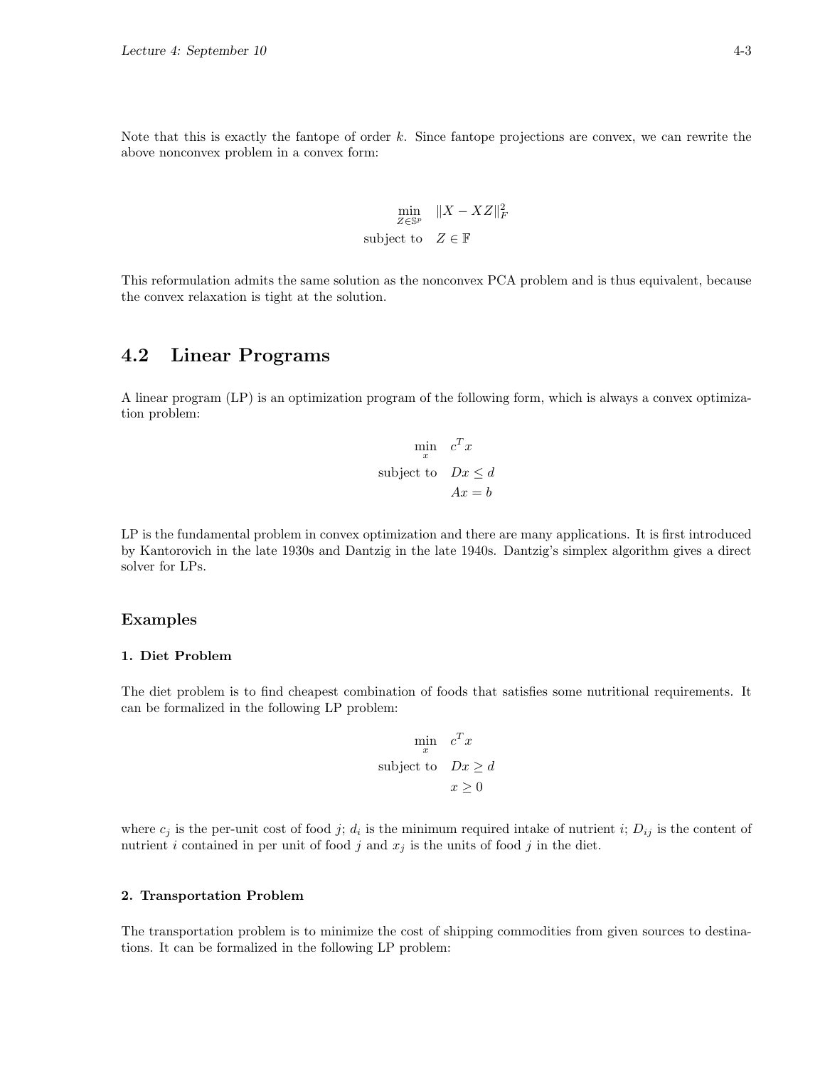Note that this is exactly the fantope of order $k$. Since fantope projections are convex, we can rewrite the above nonconvex problem in a convex form:

$$
\begin{aligned}
\min_{Z \in \mathbb{S}^p} \quad & \|X - XZ\|_F^2 \\
\text{subject to} \quad & Z \in \mathbb{F}
\end{aligned}
$$

This reformulation admits the same solution as the nonconvex PCA problem and is thus equivalent, because the convex relaxation is tight at the solution.

## 4.2 Linear Programs

A linear program (LP) is an optimization program of the following form, which is always a convex optimization problem:

$$
\begin{aligned}
\min_{x} \quad & c^T x \\
\text{subject to} \quad & Dx \leq d \\
& Ax = b
\end{aligned}
$$

LP is the fundamental problem in convex optimization and there are many applications. It is first introduced by Kantorovich in the late 1930s and Dantzig in the late 1940s. Dantzig's simplex algorithm gives a direct solver for LPs.

### Examples

#### 1. Diet Problem

The diet problem is to find cheapest combination of foods that satisfies some nutritional requirements. It can be formalized in the following LP problem:

$$
\begin{aligned}
\min_{x} \quad & c^T x \\
\text{subject to} \quad & Dx \geq d \\
& x \geq 0
\end{aligned}
$$

where $c_j$ is the per-unit cost of food $j$; $d_i$ is the minimum required intake of nutrient $i$; $D_{ij}$ is the content of nutrient $i$ contained in per unit of food $j$ and $x_j$ is the units of food $j$ in the diet.

#### 2. Transportation Problem

The transportation problem is to minimize the cost of shipping commodities from given sources to destinations. It can be formalized in the following LP problem: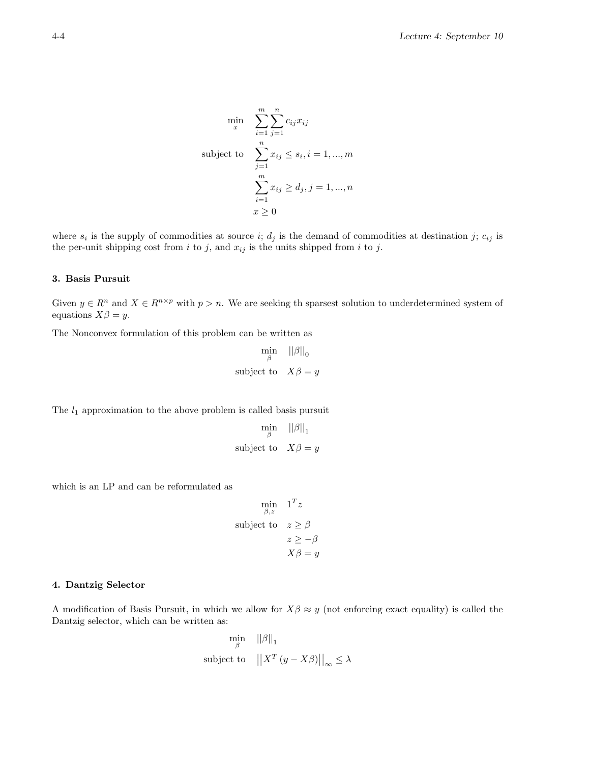$$
\begin{aligned}
\min_{x} \quad & \sum_{i=1}^{m}\sum_{j=1}^{n} c_{ij}x_{ij} \\
\text{subject to} \quad & \sum_{j=1}^{n} x_{ij} \leq s_i, i = 1, ..., m \\
& \sum_{i=1}^{m} x_{ij} \geq d_j, j = 1, ..., n \\
& x \geq 0
\end{aligned}
$$

where $s_i$ is the supply of commodities at source $i$; $d_j$ is the demand of commodities at destination $j$; $c_{ij}$ is the per-unit shipping cost from $i$ to $j$, and $x_{ij}$ is the units shipped from $i$ to $j$.

**3. Basis Pursuit**

Given $y \in R^n$ and $X \in R^{n \times p}$ with $p > n$. We are seeking th sparsest solution to underdetermined system of equations $X\beta = y$.

The Nonconvex formulation of this problem can be written as

$$
\begin{aligned}
\min_{\beta} \quad & ||\beta||_0 \\
\text{subject to} \quad & X\beta = y
\end{aligned}
$$

The $l_1$ approximation to the above problem is called basis pursuit

$$
\begin{aligned}
\min_{\beta} \quad & ||\beta||_1 \\
\text{subject to} \quad & X\beta = y
\end{aligned}
$$

which is an LP and can be reformulated as

$$
\begin{aligned}
\min_{\beta, z} \quad & 1^T z \\
\text{subject to} \quad & z \geq \beta \\
& z \geq -\beta \\
& X\beta = y
\end{aligned}
$$

**4. Dantzig Selector**

A modification of Basis Pursuit, in which we allow for $X\beta \approx y$ (not enforcing exact equality) is called the Dantzig selector, which can be written as:

$$
\begin{aligned}
\min_{\beta} \quad & ||\beta||_1 \\
\text{subject to} \quad & \left|\left|X^T\left(y - X\beta\right)\right|\right|_{\infty} \leq \lambda
\end{aligned}
$$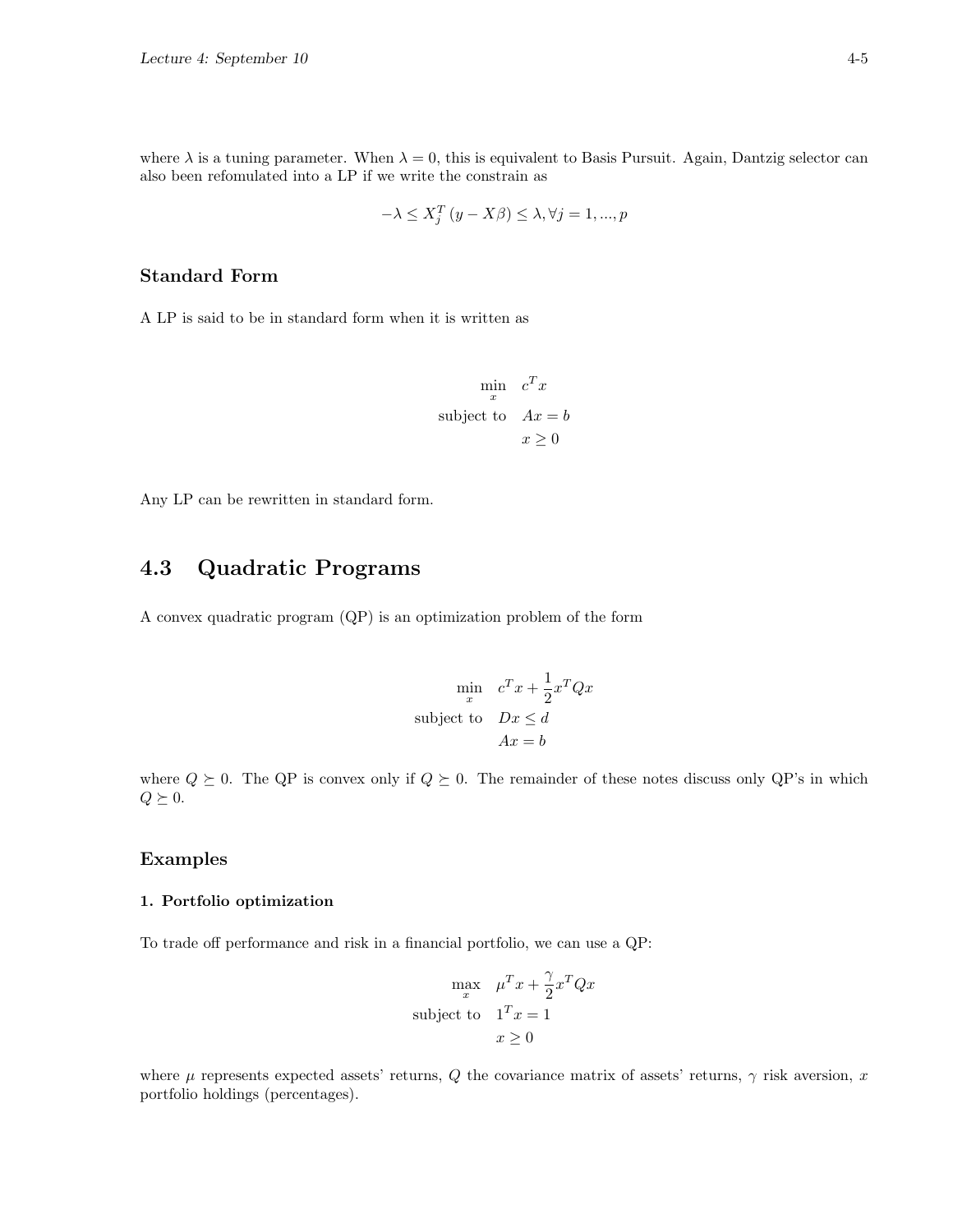where $\lambda$ is a tuning parameter. When $\lambda = 0$, this is equivalent to Basis Pursuit. Again, Dantzig selector can also been refomulated into a LP if we write the constrain as

$$-\lambda \leq X_j^T (y - X\beta) \leq \lambda, \forall j = 1, ..., p$$

### Standard Form

A LP is said to be in standard form when it is written as

$$\begin{aligned}
\min_x \quad & c^T x \\
\text{subject to} \quad & Ax = b \\
& x \geq 0
\end{aligned}$$

Any LP can be rewritten in standard form.

## 4.3 Quadratic Programs

A convex quadratic program (QP) is an optimization problem of the form

$$\begin{aligned}
\min_x \quad & c^T x + \frac{1}{2} x^T Q x \\
\text{subject to} \quad & Dx \leq d \\
& Ax = b
\end{aligned}$$

where $Q \succeq 0$. The QP is convex only if $Q \succeq 0$. The remainder of these notes discuss only QP's in which $Q \succeq 0$.

### Examples

#### 1. Portfolio optimization

To trade off performance and risk in a financial portfolio, we can use a QP:

$$\begin{aligned}
\max_x \quad & \mu^T x + \frac{\gamma}{2} x^T Q x \\
\text{subject to} \quad & 1^T x = 1 \\
& x \geq 0
\end{aligned}$$

where $\mu$ represents expected assets' returns, $Q$ the covariance matrix of assets' returns, $\gamma$ risk aversion, $x$ portfolio holdings (percentages).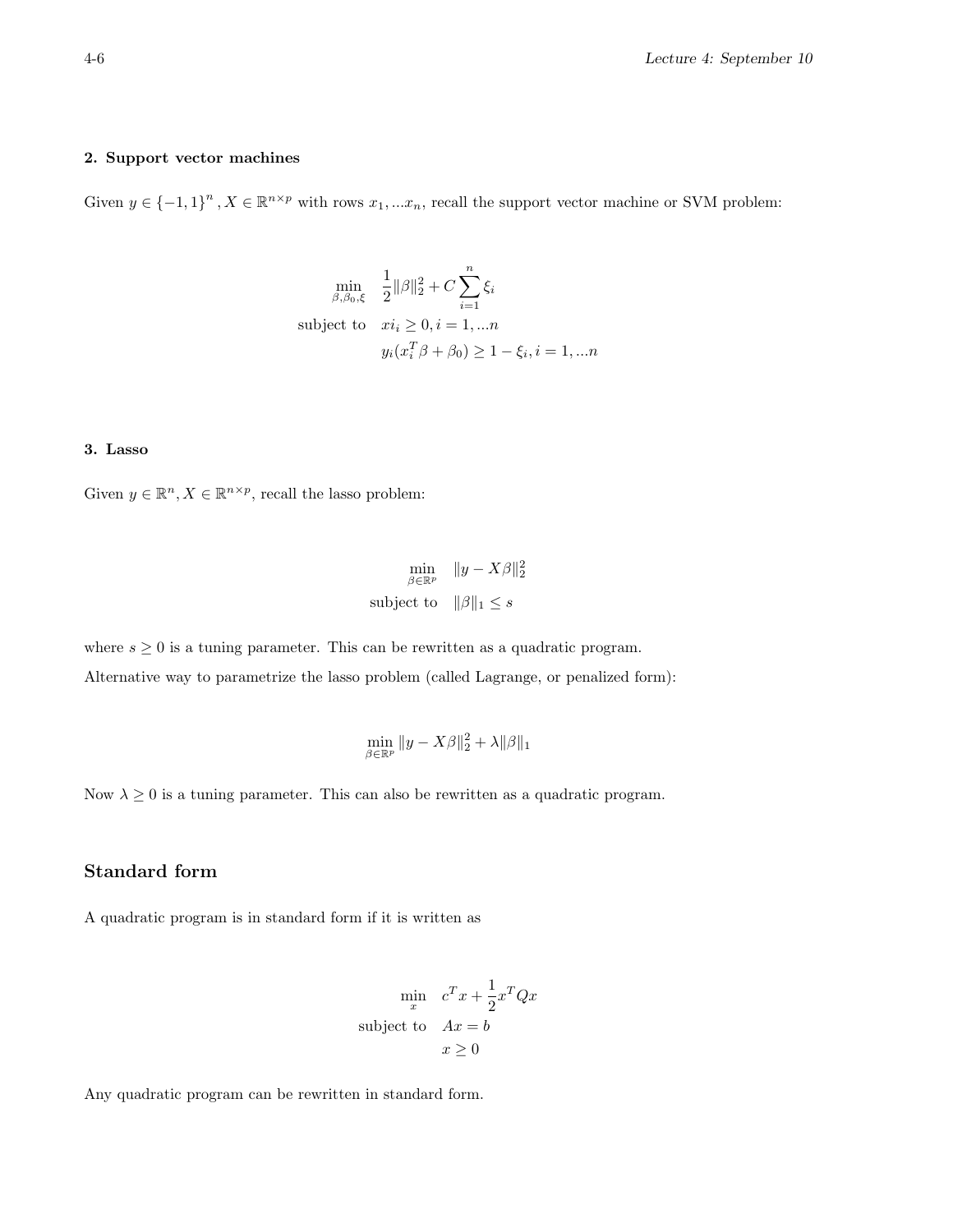**2. Support vector machines**

Given $y \in \{-1, 1\}^n, X \in \mathbb{R}^{n \times p}$ with rows $x_1, ... x_n$, recall the support vector machine or SVM problem:

$$
\begin{aligned}
\min_{\beta, \beta_0, \xi} \quad & \frac{1}{2}\|\beta\|_2^2 + C\sum_{i=1}^{n} \xi_i \\
\text{subject to} \quad & xi_i \geq 0, i = 1, ... n \\
& y_i(x_i^T \beta + \beta_0) \geq 1 - \xi_i, i = 1, ... n
\end{aligned}
$$

**3. Lasso**

Given $y \in \mathbb{R}^n, X \in \mathbb{R}^{n \times p}$, recall the lasso problem:

$$
\begin{aligned}
\min_{\beta \in \mathbb{R}^p} \quad & \|y - X\beta\|_2^2 \\
\text{subject to} \quad & \|\beta\|_1 \leq s
\end{aligned}
$$

where $s \geq 0$ is a tuning parameter. This can be rewritten as a quadratic program.

Alternative way to parametrize the lasso problem (called Lagrange, or penalized form):

$$
\min_{\beta \in \mathbb{R}^p} \|y - X\beta\|_2^2 + \lambda\|\beta\|_1
$$

Now $\lambda \geq 0$ is a tuning parameter. This can also be rewritten as a quadratic program.

## Standard form

A quadratic program is in standard form if it is written as

$$
\begin{aligned}
\min_{x} \quad & c^T x + \frac{1}{2} x^T Q x \\
\text{subject to} \quad & Ax = b \\
& x \geq 0
\end{aligned}
$$

Any quadratic program can be rewritten in standard form.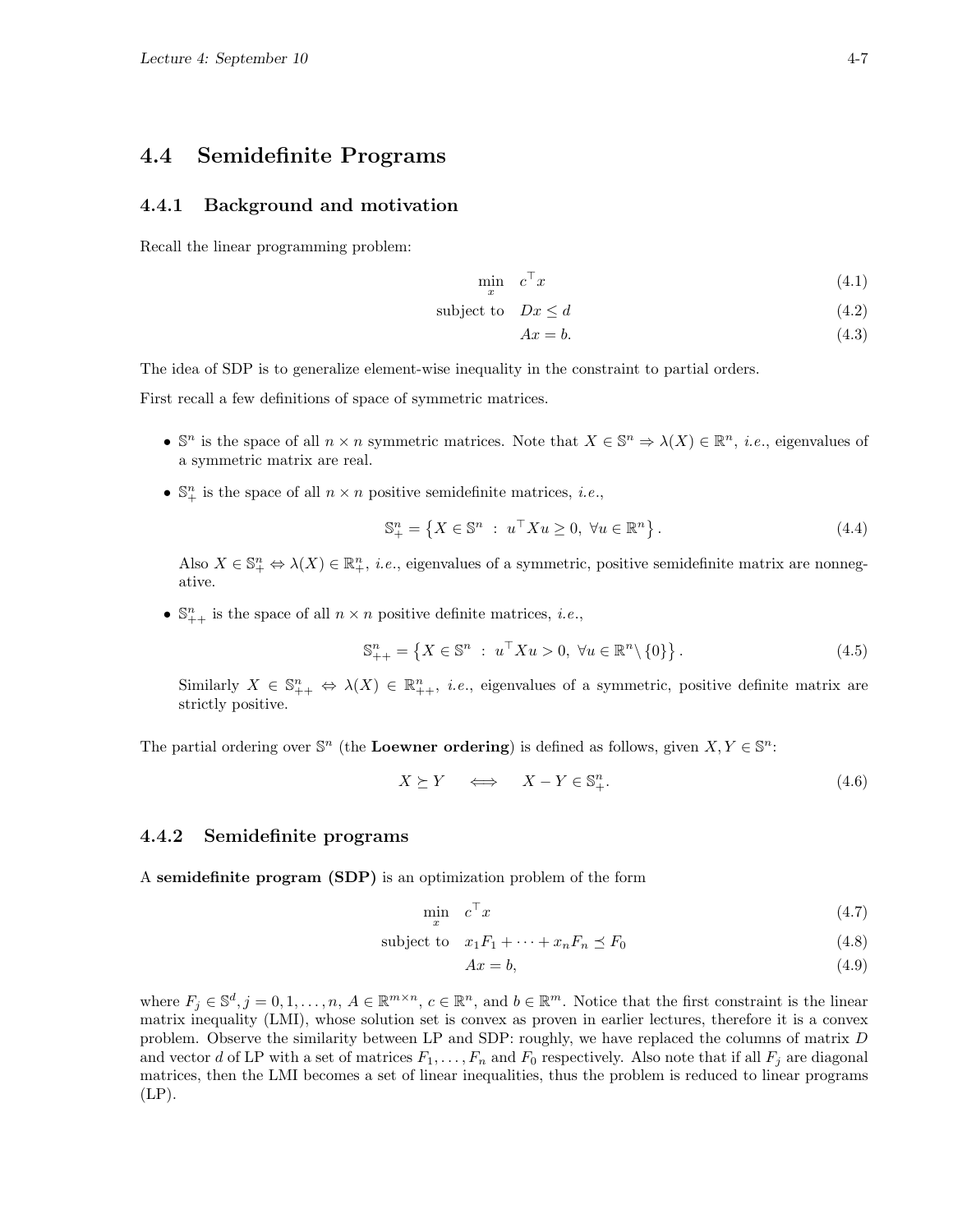## 4.4 Semidefinite Programs

### 4.4.1 Background and motivation

Recall the linear programming problem:

$$
\begin{aligned}
\min_{x} \quad & c^\top x & (4.1)\\
\text{subject to} \quad & Dx \leq d & (4.2)\\
& Ax = b. & (4.3)
\end{aligned}
$$

The idea of SDP is to generalize element-wise inequality in the constraint to partial orders.

First recall a few definitions of space of symmetric matrices.

- $\mathbb{S}^n$ is the space of all $n \times n$ symmetric matrices. Note that $X \in \mathbb{S}^n \Rightarrow \lambda(X) \in \mathbb{R}^n$, *i.e.*, eigenvalues of a symmetric matrix are real.
- $\mathbb{S}^n_+$ is the space of all $n \times n$ positive semidefinite matrices, *i.e.*,

  $$\mathbb{S}^n_+ = \left\{ X \in \mathbb{S}^n \ : \ u^\top X u \geq 0, \ \forall u \in \mathbb{R}^n \right\}. \tag{4.4}$$

  Also $X \in \mathbb{S}^n_+ \Leftrightarrow \lambda(X) \in \mathbb{R}^n_+$, *i.e.*, eigenvalues of a symmetric, positive semidefinite matrix are nonnegative.
- $\mathbb{S}^n_{++}$ is the space of all $n \times n$ positive definite matrices, *i.e.*,

  $$\mathbb{S}^n_{++} = \left\{ X \in \mathbb{S}^n \ : \ u^\top X u > 0, \ \forall u \in \mathbb{R}^n \backslash \{0\} \right\}. \tag{4.5}$$

  Similarly $X \in \mathbb{S}^n_{++} \Leftrightarrow \lambda(X) \in \mathbb{R}^n_{++}$, *i.e.*, eigenvalues of a symmetric, positive definite matrix are strictly positive.

The partial ordering over $\mathbb{S}^n$ (the **Loewner ordering**) is defined as follows, given $X, Y \in \mathbb{S}^n$:

$$X \succeq Y \quad \Longleftrightarrow \quad X - Y \in \mathbb{S}^n_+. \tag{4.6}$$

### 4.4.2 Semidefinite programs

A **semidefinite program (SDP)** is an optimization problem of the form

$$
\begin{aligned}
\min_{x} \quad & c^\top x & (4.7)\\
\text{subject to} \quad & x_1 F_1 + \cdots + x_n F_n \preceq F_0 & (4.8)\\
& Ax = b, & (4.9)
\end{aligned}
$$

where $F_j \in \mathbb{S}^d, j = 0, 1, \ldots, n$, $A \in \mathbb{R}^{m \times n}$, $c \in \mathbb{R}^n$, and $b \in \mathbb{R}^m$. Notice that the first constraint is the linear matrix inequality (LMI), whose solution set is convex as proven in earlier lectures, therefore it is a convex problem. Observe the similarity between LP and SDP: roughly, we have replaced the columns of matrix $D$ and vector $d$ of LP with a set of matrices $F_1, \ldots, F_n$ and $F_0$ respectively. Also note that if all $F_j$ are diagonal matrices, then the LMI becomes a set of linear inequalities, thus the problem is reduced to linear programs (LP).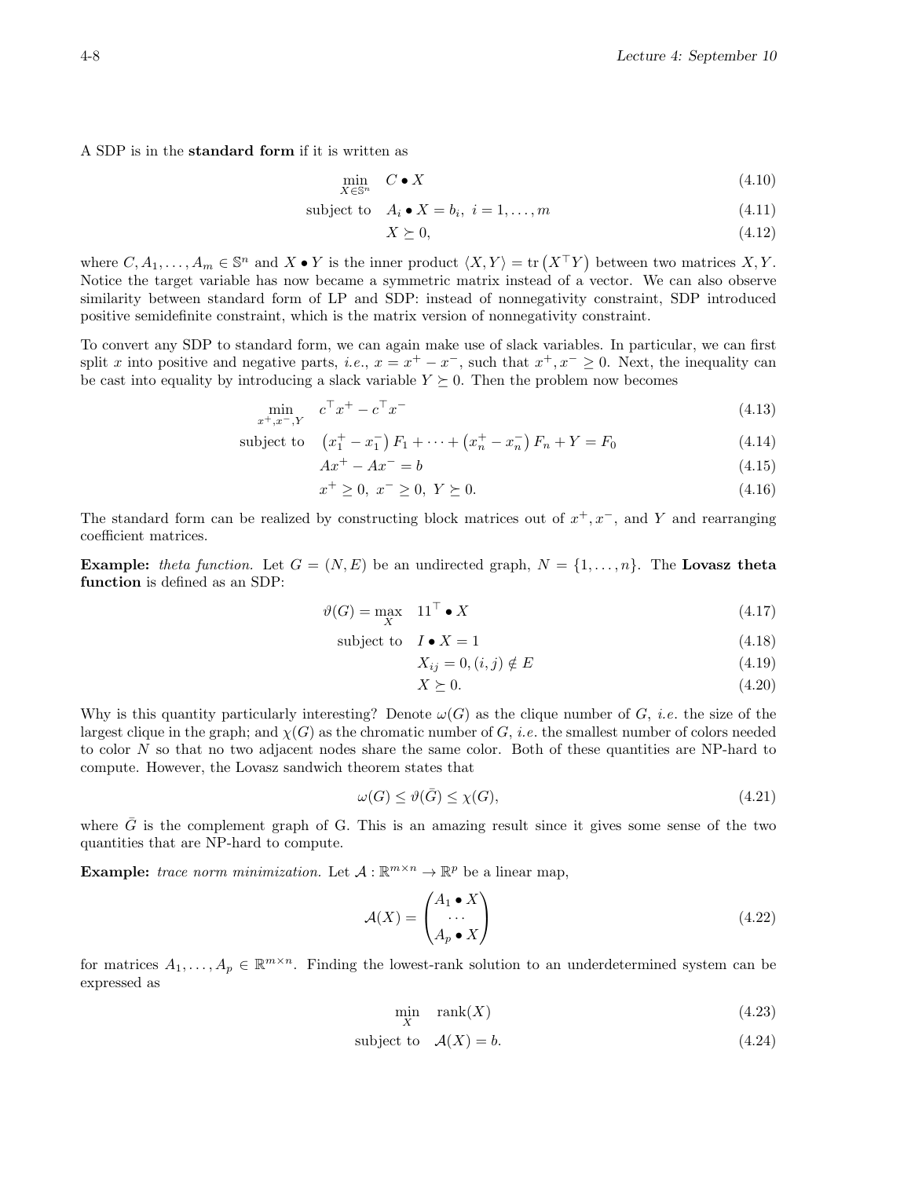A SDP is in the **standard form** if it is written as

$$
\begin{aligned}
\min_{X \in \mathbb{S}^n} \quad & C \bullet X && (4.10)\\
\text{subject to} \quad & A_i \bullet X = b_i,\ i = 1, \ldots, m && (4.11)\\
& X \succeq 0, && (4.12)
\end{aligned}
$$

where $C, A_1, \ldots, A_m \in \mathbb{S}^n$ and $X \bullet Y$ is the inner product $\langle X, Y \rangle = \operatorname{tr}\left(X^\top Y\right)$ between two matrices $X, Y$. Notice the target variable has now become a symmetric matrix instead of a vector. We can also observe similarity between standard form of LP and SDP: instead of nonnegativity constraint, SDP introduced positive semidefinite constraint, which is the matrix version of nonnegativity constraint.

To convert any SDP to standard form, we can again make use of slack variables. In particular, we can first split $x$ into positive and negative parts, *i.e.*, $x = x^+ - x^-$, such that $x^+, x^- \geq 0$. Next, the inequality can be cast into equality by introducing a slack variable $Y \succeq 0$. Then the problem now becomes

$$
\begin{aligned}
\min_{x^+, x^-, Y} \quad & c^\top x^+ - c^\top x^- && (4.13)\\
\text{subject to} \quad & \left(x_1^+ - x_1^-\right) F_1 + \cdots + \left(x_n^+ - x_n^-\right) F_n + Y = F_0 && (4.14)\\
& Ax^+ - Ax^- = b && (4.15)\\
& x^+ \geq 0,\ x^- \geq 0,\ Y \succeq 0. && (4.16)
\end{aligned}
$$

The standard form can be realized by constructing block matrices out of $x^+, x^-$, and $Y$ and rearranging coefficient matrices.

**Example:** *theta function.* Let $G = (N, E)$ be an undirected graph, $N = \{1, \ldots, n\}$. The **Lovasz theta function** is defined as an SDP:

$$
\begin{aligned}
\vartheta(G) = \max_{X} \quad & 11^\top \bullet X && (4.17)\\
\text{subject to} \quad & I \bullet X = 1 && (4.18)\\
& X_{ij} = 0, (i,j) \notin E && (4.19)\\
& X \succeq 0. && (4.20)
\end{aligned}
$$

Why is this quantity particularly interesting? Denote $\omega(G)$ as the clique number of $G$, *i.e.* the size of the largest clique in the graph; and $\chi(G)$ as the chromatic number of $G$, *i.e.* the smallest number of colors needed to color $N$ so that no two adjacent nodes share the same color. Both of these quantities are NP-hard to compute. However, the Lovasz sandwich theorem states that

$$
\omega(G) \leq \vartheta(\bar{G}) \leq \chi(G), \tag{4.21}
$$

where $\bar{G}$ is the complement graph of G. This is an amazing result since it gives some sense of the two quantities that are NP-hard to compute.

**Example:** *trace norm minimization.* Let $\mathcal{A} : \mathbb{R}^{m \times n} \to \mathbb{R}^p$ be a linear map,

$$
\mathcal{A}(X) = \begin{pmatrix} A_1 \bullet X \\ \cdots \\ A_p \bullet X \end{pmatrix} \tag{4.22}
$$

for matrices $A_1, \ldots, A_p \in \mathbb{R}^{m \times n}$. Finding the lowest-rank solution to an underdetermined system can be expressed as

$$
\begin{aligned}
\min_{X} \quad & \operatorname{rank}(X) && (4.23)\\
\text{subject to} \quad & \mathcal{A}(X) = b. && (4.24)
\end{aligned}
$$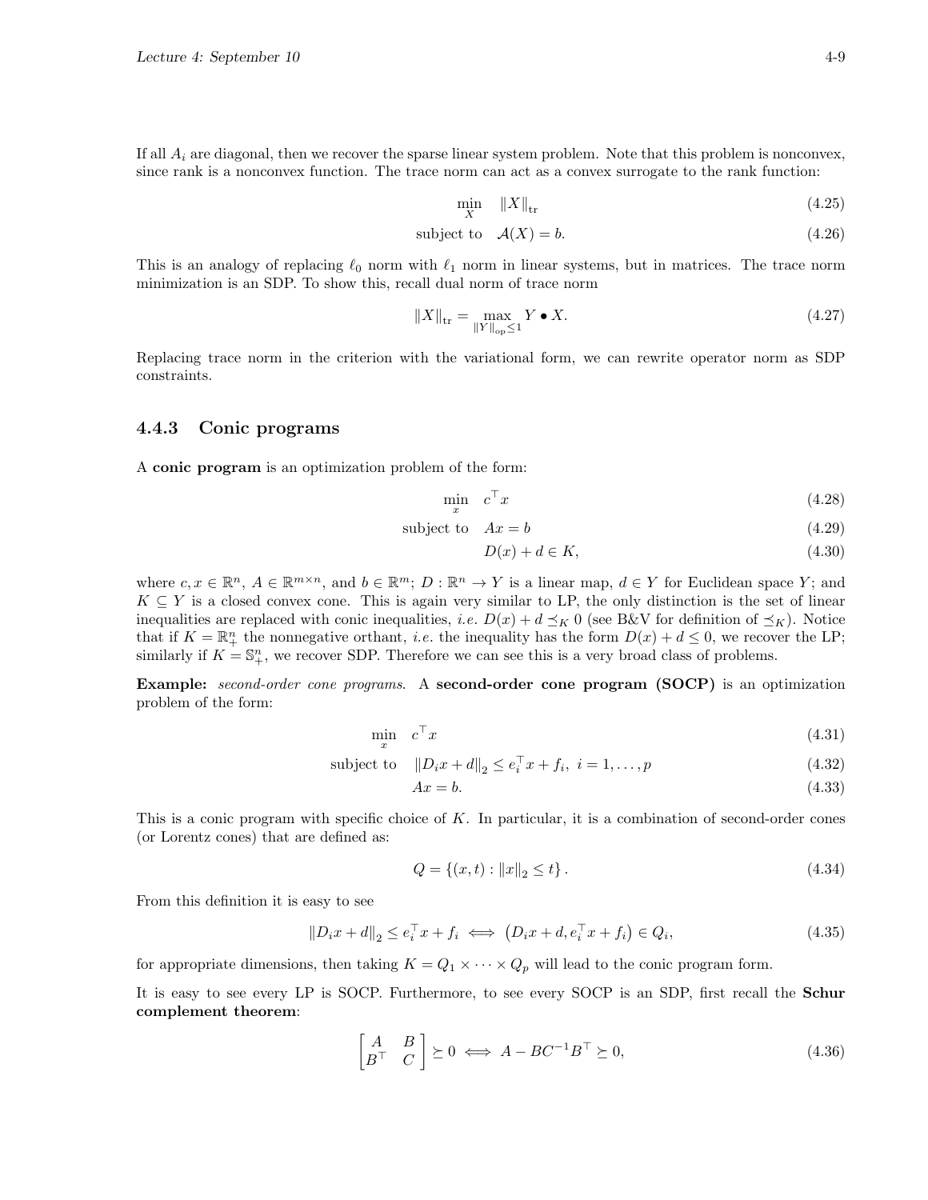If all $A_i$ are diagonal, then we recover the sparse linear system problem. Note that this problem is nonconvex, since rank is a nonconvex function. The trace norm can act as a convex surrogate to the rank function:

$$\min_X \quad \|X\|_{\text{tr}} \tag{4.25}$$

$$\text{subject to} \quad \mathcal{A}(X) = b. \tag{4.26}$$

This is an analogy of replacing $\ell_0$ norm with $\ell_1$ norm in linear systems, but in matrices. The trace norm minimization is an SDP. To show this, recall dual norm of trace norm

$$\|X\|_{\text{tr}} = \max_{\|Y\|_{\text{op}} \leq 1} Y \bullet X. \tag{4.27}$$

Replacing trace norm in the criterion with the variational form, we can rewrite operator norm as SDP constraints.

### 4.4.3 Conic programs

A **conic program** is an optimization problem of the form:

$$\min_x \quad c^\top x \tag{4.28}$$

$$\text{subject to} \quad Ax = b \tag{4.29}$$

$$D(x) + d \in K, \tag{4.30}$$

where $c, x \in \mathbb{R}^n$, $A \in \mathbb{R}^{m \times n}$, and $b \in \mathbb{R}^m$; $D : \mathbb{R}^n \to Y$ is a linear map, $d \in Y$ for Euclidean space $Y$; and $K \subseteq Y$ is a closed convex cone. This is again very similar to LP, the only distinction is the set of linear inequalities are replaced with conic inequalities, *i.e.* $D(x) + d \preceq_K 0$ (see B&V for definition of $\preceq_K$). Notice that if $K = \mathbb{R}^n_+$ the nonnegative orthant, *i.e.* the inequality has the form $D(x) + d \leq 0$, we recover the LP; similarly if $K = \mathbb{S}^n_+$, we recover SDP. Therefore we can see this is a very broad class of problems.

**Example:** *second-order cone programs.* A **second-order cone program (SOCP)** is an optimization problem of the form:

$$\min_x \quad c^\top x \tag{4.31}$$

$$\text{subject to} \quad \|D_i x + d\|_2 \leq e_i^\top x + f_i, \; i = 1, \ldots, p \tag{4.32}$$

$$Ax = b. \tag{4.33}$$

This is a conic program with specific choice of $K$. In particular, it is a combination of second-order cones (or Lorentz cones) that are defined as:

$$Q = \{(x, t) : \|x\|_2 \leq t\}. \tag{4.34}$$

From this definition it is easy to see

$$\|D_i x + d\|_2 \leq e_i^\top x + f_i \iff \left(D_i x + d, e_i^\top x + f_i\right) \in Q_i, \tag{4.35}$$

for appropriate dimensions, then taking $K = Q_1 \times \cdots \times Q_p$ will lead to the conic program form.

It is easy to see every LP is SOCP. Furthermore, to see every SOCP is an SDP, first recall the **Schur complement theorem**:

$$\begin{bmatrix} A & B \\ B^\top & C \end{bmatrix} \succeq 0 \iff A - BC^{-1}B^\top \succeq 0, \tag{4.36}$$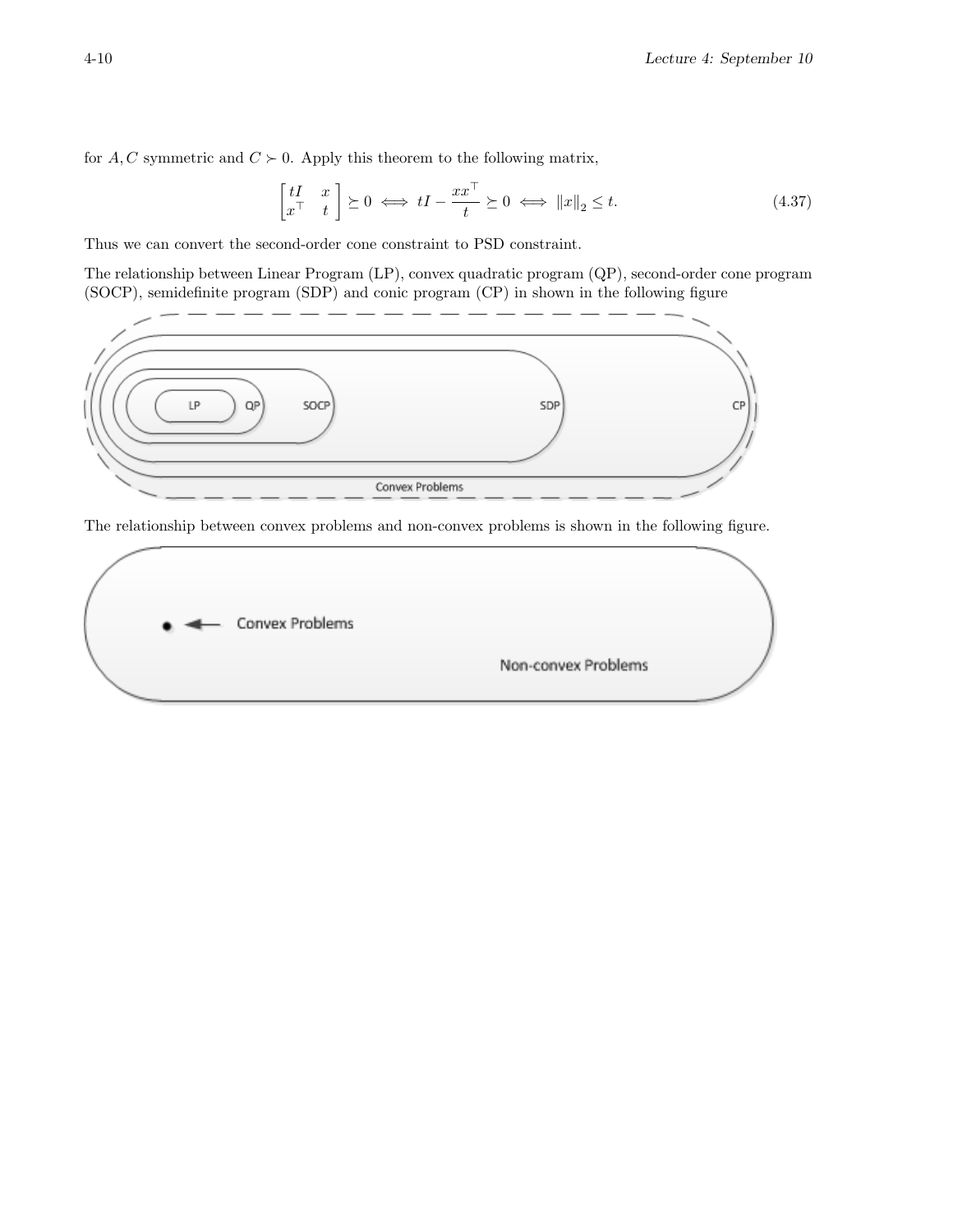for $A, C$ symmetric and $C \succ 0$. Apply this theorem to the following matrix,

$$\begin{bmatrix} tI & x \\ x^\top & t \end{bmatrix} \succeq 0 \iff tI - \frac{xx^\top}{t} \succeq 0 \iff \|x\|_2 \leq t. \tag{4.37}$$

Thus we can convert the second-order cone constraint to PSD constraint.

The relationship between Linear Program (LP), convex quadratic program (QP), second-order cone program (SOCP), semidefinite program (SDP) and conic program (CP) in shown in the following figure

LP
QP
SOCP
SDP
CP
Convex Problems

The relationship between convex problems and non-convex problems is shown in the following figure.

Convex Problems
Non-convex Problems